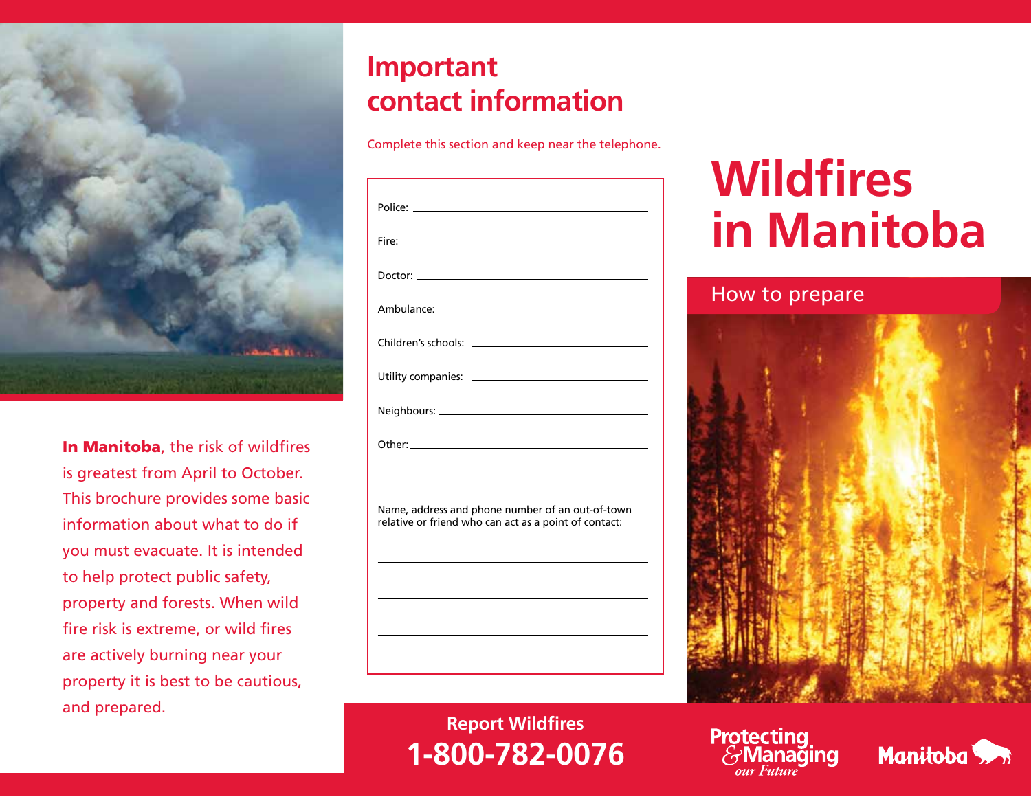# Wildfires in Manitoba

## How to prepare

**In Manitoba**, the risk of wildfires is greatest from April to October. This brochure provides some basic information about what to do if you must evacuate. It is intended to help protect public safety, property and forests. When wild fire risk is extreme, or wild fires are actively burning near your property it is best to be cautious, and prepared.

## Important contact information

Complete this section and keep near the telephone.

Police: ____________________

Fire: ____________________

Doctor: ____________________

Ambulance: ____________________

Children's schools: ____________________

Utility companies: ____________________

Neighbours: ____________________

Other: ____________________

____________________

Name, address and phone number of an out-of-town relative or friend who can act as a point of contact:

____________________

____________________

____________________

**Report Wildfires**
**1-800-782-0076**

Protecting & Managing *our Future*

Manitoba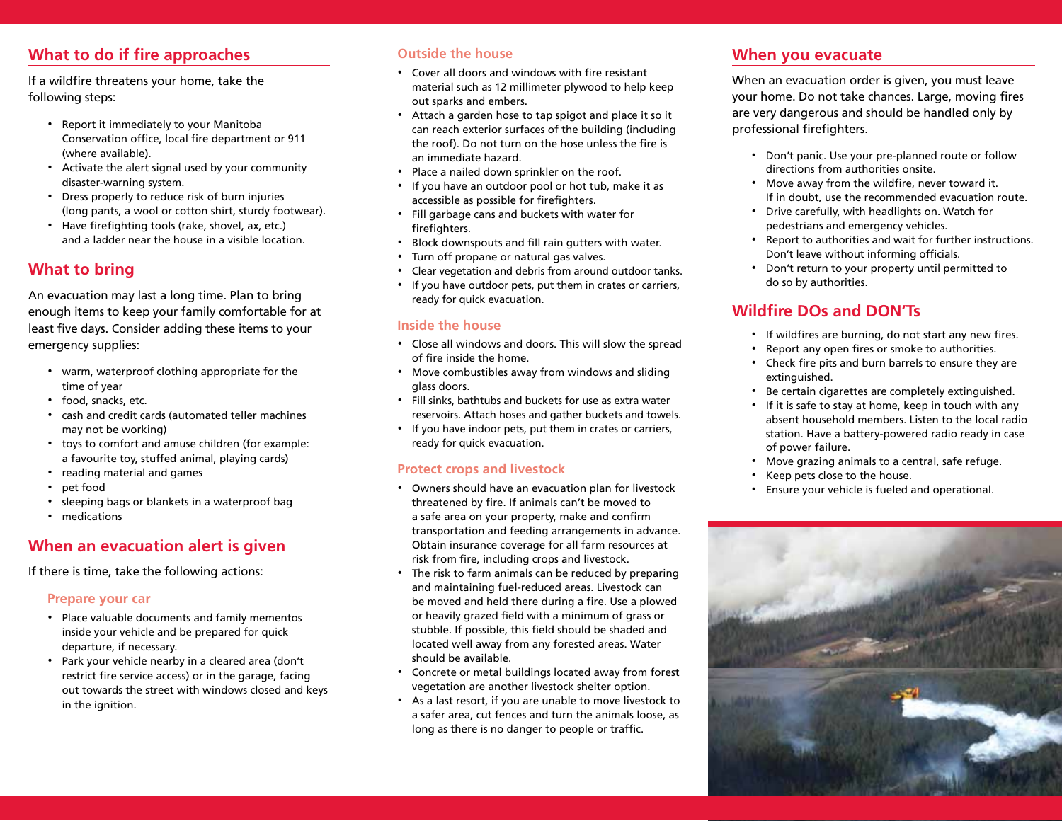## What to do if fire approaches

If a wildfire threatens your home, take the following steps:

- Report it immediately to your Manitoba Conservation office, local fire department or 911 (where available).
- Activate the alert signal used by your community disaster-warning system.
- Dress properly to reduce risk of burn injuries (long pants, a wool or cotton shirt, sturdy footwear).
- Have firefighting tools (rake, shovel, ax, etc.) and a ladder near the house in a visible location.

## What to bring

An evacuation may last a long time. Plan to bring enough items to keep your family comfortable for at least five days. Consider adding these items to your emergency supplies:

- warm, waterproof clothing appropriate for the time of year
- food, snacks, etc.
- cash and credit cards (automated teller machines may not be working)
- toys to comfort and amuse children (for example: a favourite toy, stuffed animal, playing cards)
- reading material and games
- pet food
- sleeping bags or blankets in a waterproof bag
- medications

## When an evacuation alert is given

If there is time, take the following actions:

### Prepare your car

- Place valuable documents and family mementos inside your vehicle and be prepared for quick departure, if necessary.
- Park your vehicle nearby in a cleared area (don't restrict fire service access) or in the garage, facing out towards the street with windows closed and keys in the ignition.

### Outside the house

- Cover all doors and windows with fire resistant material such as 12 millimeter plywood to help keep out sparks and embers.
- Attach a garden hose to tap spigot and place it so it can reach exterior surfaces of the building (including the roof). Do not turn on the hose unless the fire is an immediate hazard.
- Place a nailed down sprinkler on the roof.
- If you have an outdoor pool or hot tub, make it as accessible as possible for firefighters.
- Fill garbage cans and buckets with water for firefighters.
- Block downspouts and fill rain gutters with water.
- Turn off propane or natural gas valves.
- Clear vegetation and debris from around outdoor tanks.
- If you have outdoor pets, put them in crates or carriers, ready for quick evacuation.

### Inside the house

- Close all windows and doors. This will slow the spread of fire inside the home.
- Move combustibles away from windows and sliding glass doors.
- Fill sinks, bathtubs and buckets for use as extra water reservoirs. Attach hoses and gather buckets and towels.
- If you have indoor pets, put them in crates or carriers, ready for quick evacuation.

### Protect crops and livestock

- Owners should have an evacuation plan for livestock threatened by fire. If animals can't be moved to a safe area on your property, make and confirm transportation and feeding arrangements in advance. Obtain insurance coverage for all farm resources at risk from fire, including crops and livestock.
- The risk to farm animals can be reduced by preparing and maintaining fuel-reduced areas. Livestock can be moved and held there during a fire. Use a plowed or heavily grazed field with a minimum of grass or stubble. If possible, this field should be shaded and located well away from any forested areas. Water should be available.
- Concrete or metal buildings located away from forest vegetation are another livestock shelter option.
- As a last resort, if you are unable to move livestock to a safer area, cut fences and turn the animals loose, as long as there is no danger to people or traffic.

## When you evacuate

When an evacuation order is given, you must leave your home. Do not take chances. Large, moving fires are very dangerous and should be handled only by professional firefighters.

- Don't panic. Use your pre-planned route or follow directions from authorities onsite.
- Move away from the wildfire, never toward it. If in doubt, use the recommended evacuation route.
- Drive carefully, with headlights on. Watch for pedestrians and emergency vehicles.
- Report to authorities and wait for further instructions. Don't leave without informing officials.
- Don't return to your property until permitted to do so by authorities.

## Wildfire DOs and DON'Ts

- If wildfires are burning, do not start any new fires.
- Report any open fires or smoke to authorities.
- Check fire pits and burn barrels to ensure they are extinguished.
- Be certain cigarettes are completely extinguished.
- If it is safe to stay at home, keep in touch with any absent household members. Listen to the local radio station. Have a battery-powered radio ready in case of power failure.
- Move grazing animals to a central, safe refuge.
- Keep pets close to the house.
- Ensure your vehicle is fueled and operational.